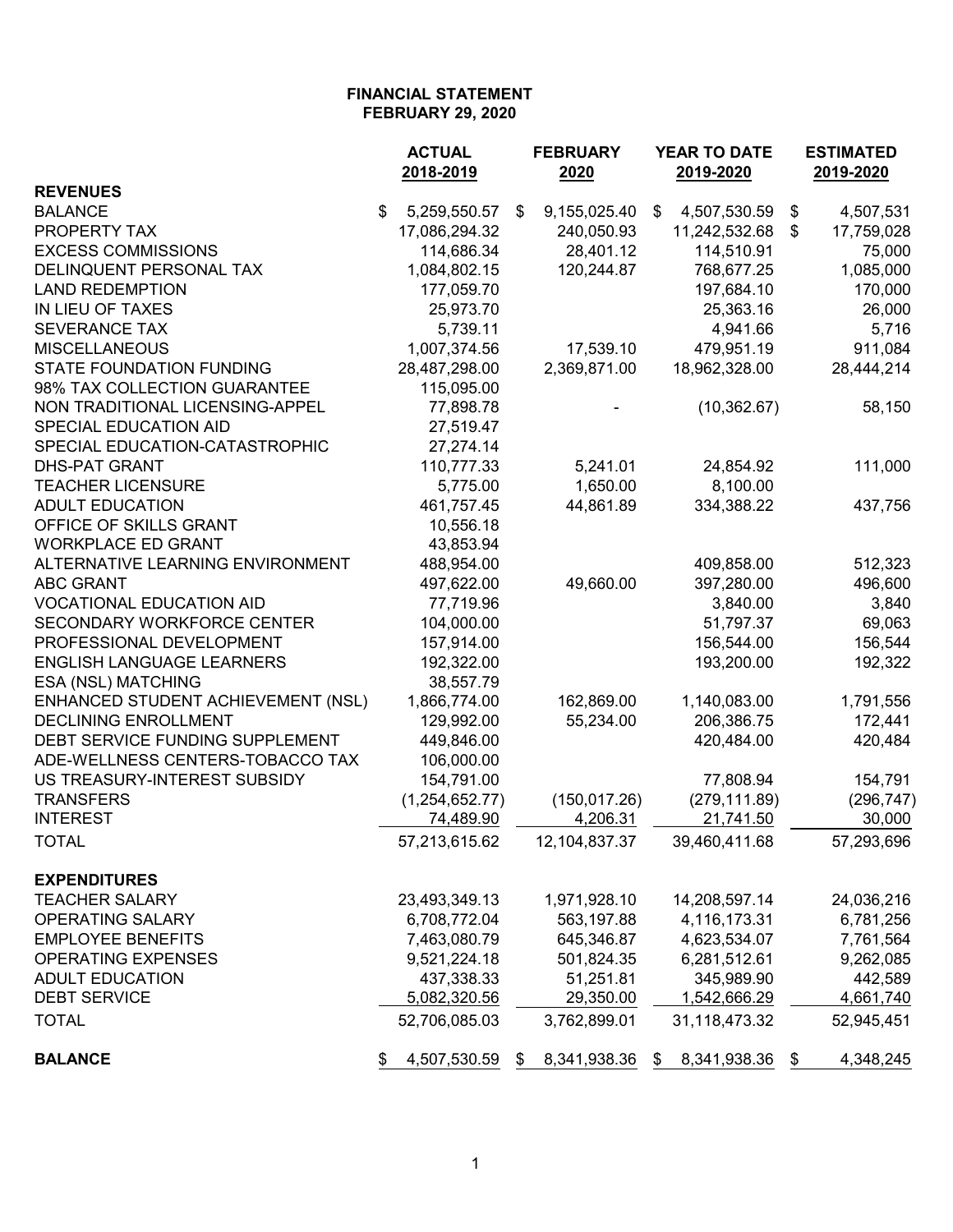# FINANCIAL STATEMENT
## FEBRUARY 29, 2020

| | ACTUAL 2018-2019 | FEBRUARY 2020 | YEAR TO DATE 2019-2020 | ESTIMATED 2019-2020 |
|---|---|---|---|---|
| **REVENUES** | | | | |
| BALANCE | $ 5,259,550.57 | $ 9,155,025.40 | $ 4,507,530.59 | $ 4,507,531 |
| PROPERTY TAX | 17,086,294.32 | 240,050.93 | 11,242,532.68 | $ 17,759,028 |
| EXCESS COMMISSIONS | 114,686.34 | 28,401.12 | 114,510.91 | 75,000 |
| DELINQUENT PERSONAL TAX | 1,084,802.15 | 120,244.87 | 768,677.25 | 1,085,000 |
| LAND REDEMPTION | 177,059.70 | | 197,684.10 | 170,000 |
| IN LIEU OF TAXES | 25,973.70 | | 25,363.16 | 26,000 |
| SEVERANCE TAX | 5,739.11 | | 4,941.66 | 5,716 |
| MISCELLANEOUS | 1,007,374.56 | 17,539.10 | 479,951.19 | 911,084 |
| STATE FOUNDATION FUNDING | 28,487,298.00 | 2,369,871.00 | 18,962,328.00 | 28,444,214 |
| 98% TAX COLLECTION GUARANTEE | 115,095.00 | | | |
| NON TRADITIONAL LICENSING-APPEL | 77,898.78 | - | (10,362.67) | 58,150 |
| SPECIAL EDUCATION AID | 27,519.47 | | | |
| SPECIAL EDUCATION-CATASTROPHIC | 27,274.14 | | | |
| DHS-PAT GRANT | 110,777.33 | 5,241.01 | 24,854.92 | 111,000 |
| TEACHER LICENSURE | 5,775.00 | 1,650.00 | 8,100.00 | |
| ADULT EDUCATION | 461,757.45 | 44,861.89 | 334,388.22 | 437,756 |
| OFFICE OF SKILLS GRANT | 10,556.18 | | | |
| WORKPLACE ED GRANT | 43,853.94 | | | |
| ALTERNATIVE LEARNING ENVIRONMENT | 488,954.00 | | 409,858.00 | 512,323 |
| ABC GRANT | 497,622.00 | 49,660.00 | 397,280.00 | 496,600 |
| VOCATIONAL EDUCATION AID | 77,719.96 | | 3,840.00 | 3,840 |
| SECONDARY WORKFORCE CENTER | 104,000.00 | | 51,797.37 | 69,063 |
| PROFESSIONAL DEVELOPMENT | 157,914.00 | | 156,544.00 | 156,544 |
| ENGLISH LANGUAGE LEARNERS | 192,322.00 | | 193,200.00 | 192,322 |
| ESA (NSL) MATCHING | 38,557.79 | | | |
| ENHANCED STUDENT ACHIEVEMENT (NSL) | 1,866,774.00 | 162,869.00 | 1,140,083.00 | 1,791,556 |
| DECLINING ENROLLMENT | 129,992.00 | 55,234.00 | 206,386.75 | 172,441 |
| DEBT SERVICE FUNDING SUPPLEMENT | 449,846.00 | | 420,484.00 | 420,484 |
| ADE-WELLNESS CENTERS-TOBACCO TAX | 106,000.00 | | | |
| US TREASURY-INTEREST SUBSIDY | 154,791.00 | | 77,808.94 | 154,791 |
| TRANSFERS | (1,254,652.77) | (150,017.26) | (279,111.89) | (296,747) |
| INTEREST | 74,489.90 | 4,206.31 | 21,741.50 | 30,000 |
| TOTAL | 57,213,615.62 | 12,104,837.37 | 39,460,411.68 | 57,293,696 |
| **EXPENDITURES** | | | | |
| TEACHER SALARY | 23,493,349.13 | 1,971,928.10 | 14,208,597.14 | 24,036,216 |
| OPERATING SALARY | 6,708,772.04 | 563,197.88 | 4,116,173.31 | 6,781,256 |
| EMPLOYEE BENEFITS | 7,463,080.79 | 645,346.87 | 4,623,534.07 | 7,761,564 |
| OPERATING EXPENSES | 9,521,224.18 | 501,824.35 | 6,281,512.61 | 9,262,085 |
| ADULT EDUCATION | 437,338.33 | 51,251.81 | 345,989.90 | 442,589 |
| DEBT SERVICE | 5,082,320.56 | 29,350.00 | 1,542,666.29 | 4,661,740 |
| TOTAL | 52,706,085.03 | 3,762,899.01 | 31,118,473.32 | 52,945,451 |
| **BALANCE** | $ 4,507,530.59 | $ 8,341,938.36 | $ 8,341,938.36 | $ 4,348,245 |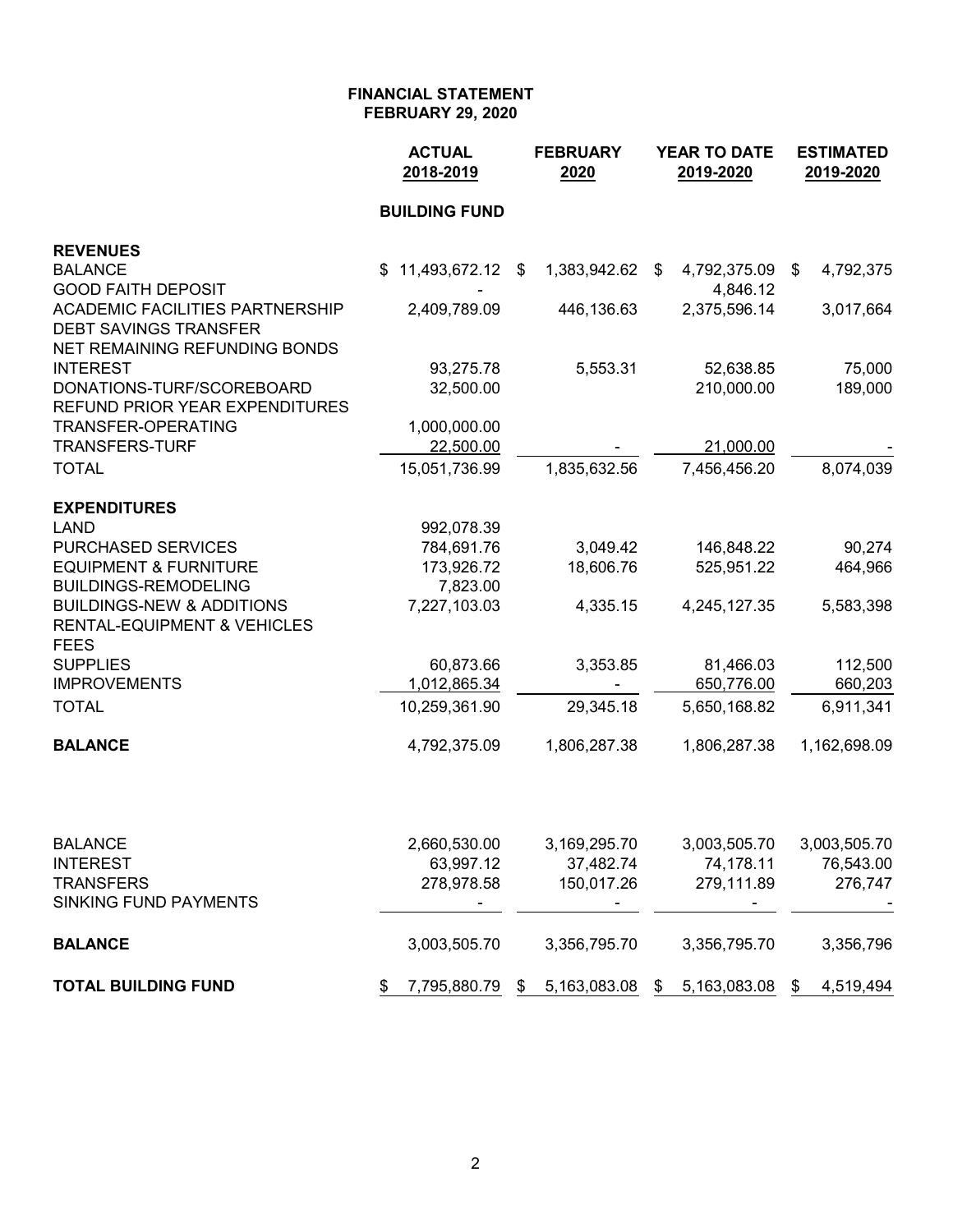**FINANCIAL STATEMENT**
**FEBRUARY 29, 2020**

| | ACTUAL 2018-2019 | FEBRUARY 2020 | YEAR TO DATE 2019-2020 | ESTIMATED 2019-2020 |
|---|---|---|---|---|
| | **BUILDING FUND** | | | |
| **REVENUES** | | | | |
| BALANCE | $ 11,493,672.12 | $ 1,383,942.62 | $ 4,792,375.09 | $ 4,792,375 |
| GOOD FAITH DEPOSIT | - | | 4,846.12 | |
| ACADEMIC FACILITIES PARTNERSHIP | 2,409,789.09 | 446,136.63 | 2,375,596.14 | 3,017,664 |
| DEBT SAVINGS TRANSFER | | | | |
| NET REMAINING REFUNDING BONDS | | | | |
| INTEREST | 93,275.78 | 5,553.31 | 52,638.85 | 75,000 |
| DONATIONS-TURF/SCOREBOARD | 32,500.00 | | 210,000.00 | 189,000 |
| REFUND PRIOR YEAR EXPENDITURES | | | | |
| TRANSFER-OPERATING | 1,000,000.00 | | | |
| TRANSFERS-TURF | 22,500.00 | - | 21,000.00 | - |
| TOTAL | 15,051,736.99 | 1,835,632.56 | 7,456,456.20 | 8,074,039 |
| **EXPENDITURES** | | | | |
| LAND | 992,078.39 | | | |
| PURCHASED SERVICES | 784,691.76 | 3,049.42 | 146,848.22 | 90,274 |
| EQUIPMENT & FURNITURE | 173,926.72 | 18,606.76 | 525,951.22 | 464,966 |
| BUILDINGS-REMODELING | 7,823.00 | | | |
| BUILDINGS-NEW & ADDITIONS | 7,227,103.03 | 4,335.15 | 4,245,127.35 | 5,583,398 |
| RENTAL-EQUIPMENT & VEHICLES | | | | |
| FEES | | | | |
| SUPPLIES | 60,873.66 | 3,353.85 | 81,466.03 | 112,500 |
| IMPROVEMENTS | 1,012,865.34 | - | 650,776.00 | 660,203 |
| TOTAL | 10,259,361.90 | 29,345.18 | 5,650,168.82 | 6,911,341 |
| **BALANCE** | 4,792,375.09 | 1,806,287.38 | 1,806,287.38 | 1,162,698.09 |
| | | | | |
| BALANCE | 2,660,530.00 | 3,169,295.70 | 3,003,505.70 | 3,003,505.70 |
| INTEREST | 63,997.12 | 37,482.74 | 74,178.11 | 76,543.00 |
| TRANSFERS | 278,978.58 | 150,017.26 | 279,111.89 | 276,747 |
| SINKING FUND PAYMENTS | - | - | - | - |
| **BALANCE** | 3,003,505.70 | 3,356,795.70 | 3,356,795.70 | 3,356,796 |
| **TOTAL BUILDING FUND** | $ 7,795,880.79 | $ 5,163,083.08 | $ 5,163,083.08 | $ 4,519,494 |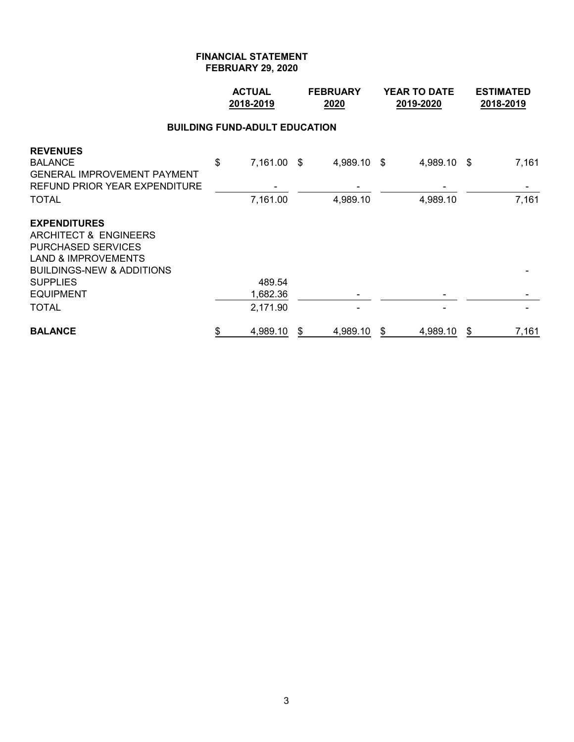**FINANCIAL STATEMENT**
**FEBRUARY 29, 2020**

**BUILDING FUND-ADULT EDUCATION**

| | ACTUAL 2018-2019 | FEBRUARY 2020 | YEAR TO DATE 2019-2020 | ESTIMATED 2018-2019 |
|---|---|---|---|---|
| **REVENUES** | | | | |
| BALANCE | $ 7,161.00 | $ 4,989.10 | $ 4,989.10 | $ 7,161 |
| GENERAL IMPROVEMENT PAYMENT | | | | |
| REFUND PRIOR YEAR EXPENDITURE | - | - | - | - |
| TOTAL | 7,161.00 | 4,989.10 | 4,989.10 | 7,161 |
| **EXPENDITURES** | | | | |
| ARCHITECT & ENGINEERS | | | | |
| PURCHASED SERVICES | | | | |
| LAND & IMPROVEMENTS | | | | |
| BUILDINGS-NEW & ADDITIONS | | | | - |
| SUPPLIES | 489.54 | | | |
| EQUIPMENT | 1,682.36 | - | - | - |
| TOTAL | 2,171.90 | - | - | - |
| **BALANCE** | $ 4,989.10 | $ 4,989.10 | $ 4,989.10 | $ 7,161 |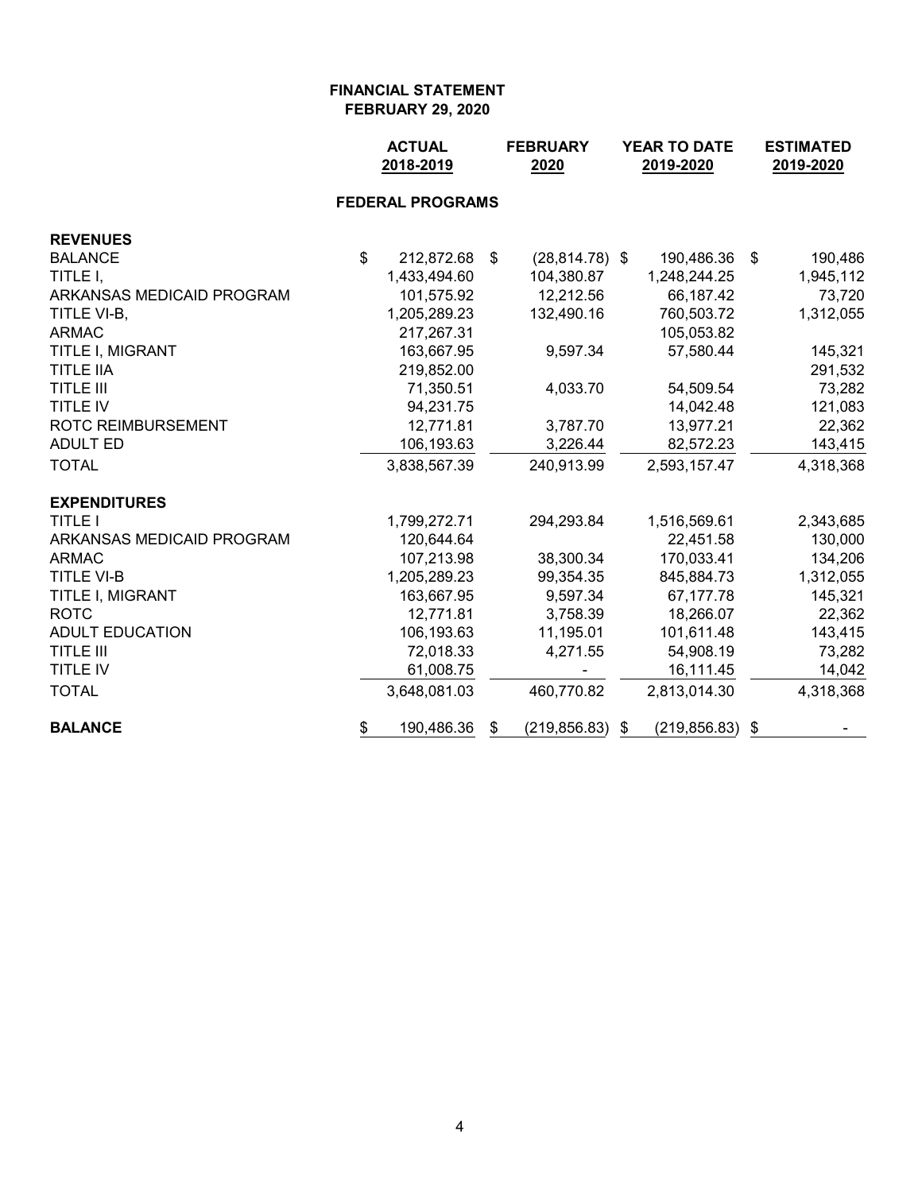**FINANCIAL STATEMENT**
**FEBRUARY 29, 2020**

| | ACTUAL 2018-2019 | FEBRUARY 2020 | YEAR TO DATE 2019-2020 | ESTIMATED 2019-2020 |
|---|---|---|---|---|
| **FEDERAL PROGRAMS** | | | | |
| **REVENUES** | | | | |
| BALANCE | $ 212,872.68 | $ (28,814.78) | $ 190,486.36 | $ 190,486 |
| TITLE I, | 1,433,494.60 | 104,380.87 | 1,248,244.25 | 1,945,112 |
| ARKANSAS MEDICAID PROGRAM | 101,575.92 | 12,212.56 | 66,187.42 | 73,720 |
| TITLE VI-B, | 1,205,289.23 | 132,490.16 | 760,503.72 | 1,312,055 |
| ARMAC | 217,267.31 | | 105,053.82 | |
| TITLE I, MIGRANT | 163,667.95 | 9,597.34 | 57,580.44 | 145,321 |
| TITLE IIA | 219,852.00 | | | 291,532 |
| TITLE III | 71,350.51 | 4,033.70 | 54,509.54 | 73,282 |
| TITLE IV | 94,231.75 | | 14,042.48 | 121,083 |
| ROTC REIMBURSEMENT | 12,771.81 | 3,787.70 | 13,977.21 | 22,362 |
| ADULT ED | 106,193.63 | 3,226.44 | 82,572.23 | 143,415 |
| TOTAL | 3,838,567.39 | 240,913.99 | 2,593,157.47 | 4,318,368 |
| **EXPENDITURES** | | | | |
| TITLE I | 1,799,272.71 | 294,293.84 | 1,516,569.61 | 2,343,685 |
| ARKANSAS MEDICAID PROGRAM | 120,644.64 | | 22,451.58 | 130,000 |
| ARMAC | 107,213.98 | 38,300.34 | 170,033.41 | 134,206 |
| TITLE VI-B | 1,205,289.23 | 99,354.35 | 845,884.73 | 1,312,055 |
| TITLE I, MIGRANT | 163,667.95 | 9,597.34 | 67,177.78 | 145,321 |
| ROTC | 12,771.81 | 3,758.39 | 18,266.07 | 22,362 |
| ADULT EDUCATION | 106,193.63 | 11,195.01 | 101,611.48 | 143,415 |
| TITLE III | 72,018.33 | 4,271.55 | 54,908.19 | 73,282 |
| TITLE IV | 61,008.75 | - | 16,111.45 | 14,042 |
| TOTAL | 3,648,081.03 | 460,770.82 | 2,813,014.30 | 4,318,368 |
| **BALANCE** | $ 190,486.36 | $ (219,856.83) | $ (219,856.83) | $ - |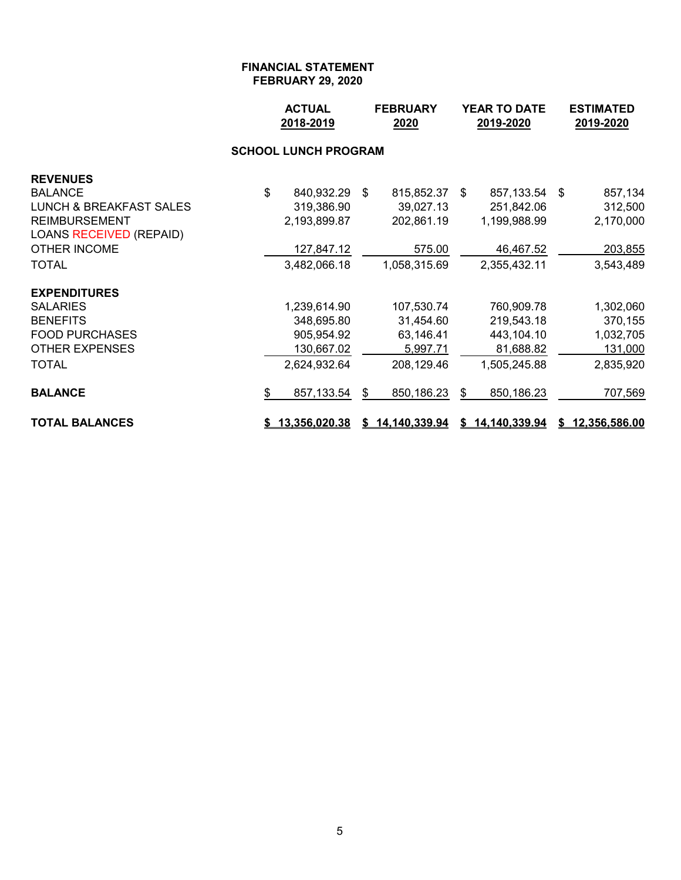**FINANCIAL STATEMENT**
**FEBRUARY 29, 2020**

| | ACTUAL 2018-2019 | FEBRUARY 2020 | YEAR TO DATE 2019-2020 | ESTIMATED 2019-2020 |
|---|---|---|---|---|
| **SCHOOL LUNCH PROGRAM** | | | | |
| **REVENUES** | | | | |
| BALANCE | $ 840,932.29 | $ 815,852.37 | $ 857,133.54 | $ 857,134 |
| LUNCH & BREAKFAST SALES | 319,386.90 | 39,027.13 | 251,842.06 | 312,500 |
| REIMBURSEMENT | 2,193,899.87 | 202,861.19 | 1,199,988.99 | 2,170,000 |
| LOANS RECEIVED (REPAID) | | | | |
| OTHER INCOME | 127,847.12 | 575.00 | 46,467.52 | 203,855 |
| TOTAL | 3,482,066.18 | 1,058,315.69 | 2,355,432.11 | 3,543,489 |
| **EXPENDITURES** | | | | |
| SALARIES | 1,239,614.90 | 107,530.74 | 760,909.78 | 1,302,060 |
| BENEFITS | 348,695.80 | 31,454.60 | 219,543.18 | 370,155 |
| FOOD PURCHASES | 905,954.92 | 63,146.41 | 443,104.10 | 1,032,705 |
| OTHER EXPENSES | 130,667.02 | 5,997.71 | 81,688.82 | 131,000 |
| TOTAL | 2,624,932.64 | 208,129.46 | 1,505,245.88 | 2,835,920 |
| **BALANCE** | $ 857,133.54 | $ 850,186.23 | $ 850,186.23 | 707,569 |
| **TOTAL BALANCES** | **$ 13,356,020.38** | **$ 14,140,339.94** | **$ 14,140,339.94** | **$ 12,356,586.00** |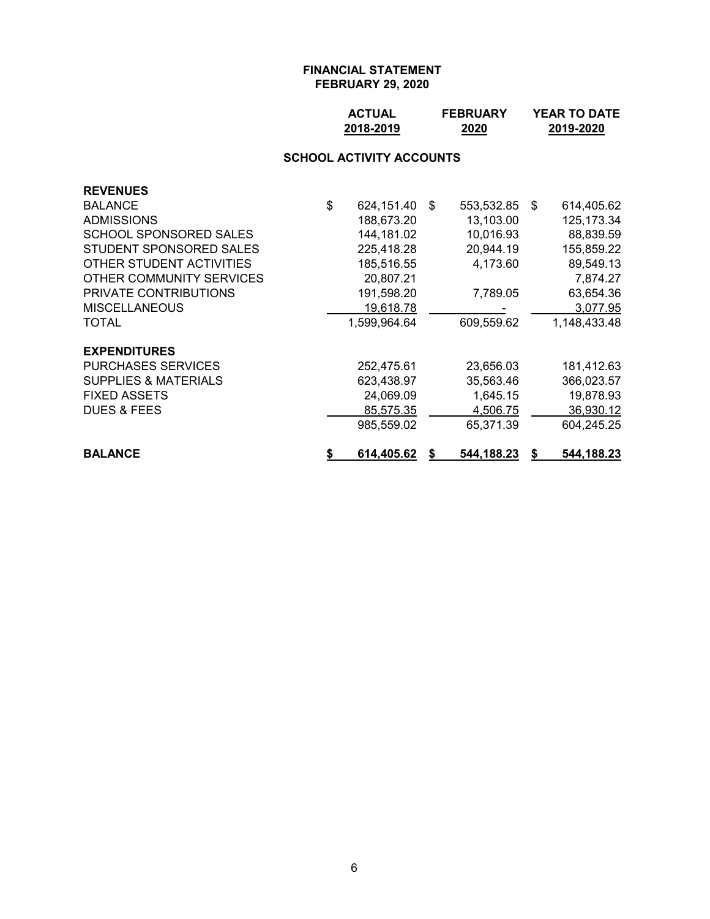**FINANCIAL STATEMENT**
**FEBRUARY 29, 2020**

| | ACTUAL 2018-2019 | FEBRUARY 2020 | YEAR TO DATE 2019-2020 |
|---|---|---|---|
| **SCHOOL ACTIVITY ACCOUNTS** | | | |
| **REVENUES** | | | |
| BALANCE | $ 624,151.40 | $ 553,532.85 | $ 614,405.62 |
| ADMISSIONS | 188,673.20 | 13,103.00 | 125,173.34 |
| SCHOOL SPONSORED SALES | 144,181.02 | 10,016.93 | 88,839.59 |
| STUDENT SPONSORED SALES | 225,418.28 | 20,944.19 | 155,859.22 |
| OTHER STUDENT ACTIVITIES | 185,516.55 | 4,173.60 | 89,549.13 |
| OTHER COMMUNITY SERVICES | 20,807.21 | | 7,874.27 |
| PRIVATE CONTRIBUTIONS | 191,598.20 | 7,789.05 | 63,654.36 |
| MISCELLANEOUS | 19,618.78 | - | 3,077.95 |
| TOTAL | 1,599,964.64 | 609,559.62 | 1,148,433.48 |
| **EXPENDITURES** | | | |
| PURCHASES SERVICES | 252,475.61 | 23,656.03 | 181,412.63 |
| SUPPLIES & MATERIALS | 623,438.97 | 35,563.46 | 366,023.57 |
| FIXED ASSETS | 24,069.09 | 1,645.15 | 19,878.93 |
| DUES & FEES | 85,575.35 | 4,506.75 | 36,930.12 |
| | 985,559.02 | 65,371.39 | 604,245.25 |
| **BALANCE** | **$ 614,405.62** | **$ 544,188.23** | **$ 544,188.23** |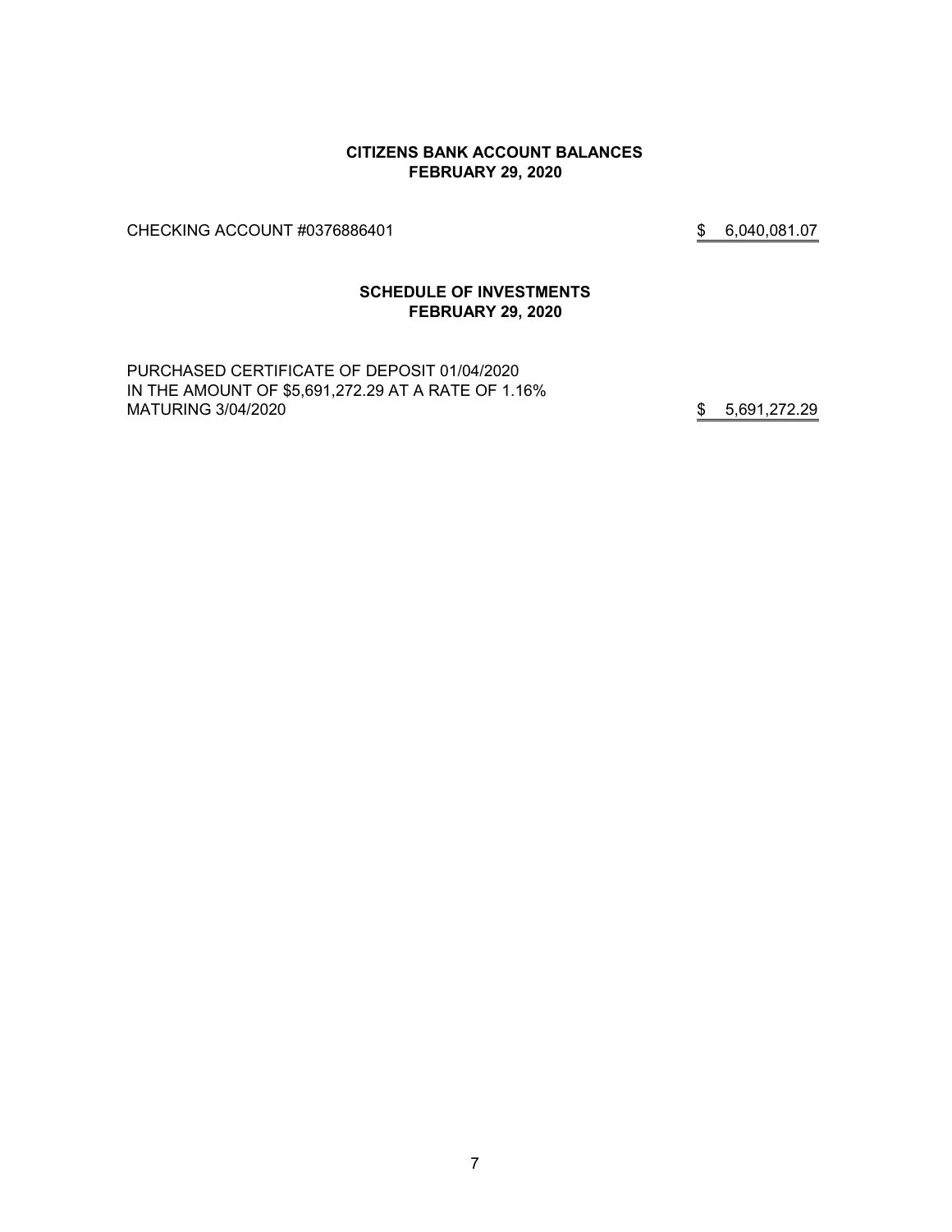**CITIZENS BANK ACCOUNT BALANCES**
**FEBRUARY 29, 2020**

| | |
|---|---|
| CHECKING ACCOUNT #0376886401 | $ 6,040,081.07 |

**SCHEDULE OF INVESTMENTS**
**FEBRUARY 29, 2020**

| | |
|---|---|
| PURCHASED CERTIFICATE OF DEPOSIT 01/04/2020 IN THE AMOUNT OF $5,691,272.29 AT A RATE OF 1.16% MATURING 3/04/2020 | $ 5,691,272.29 |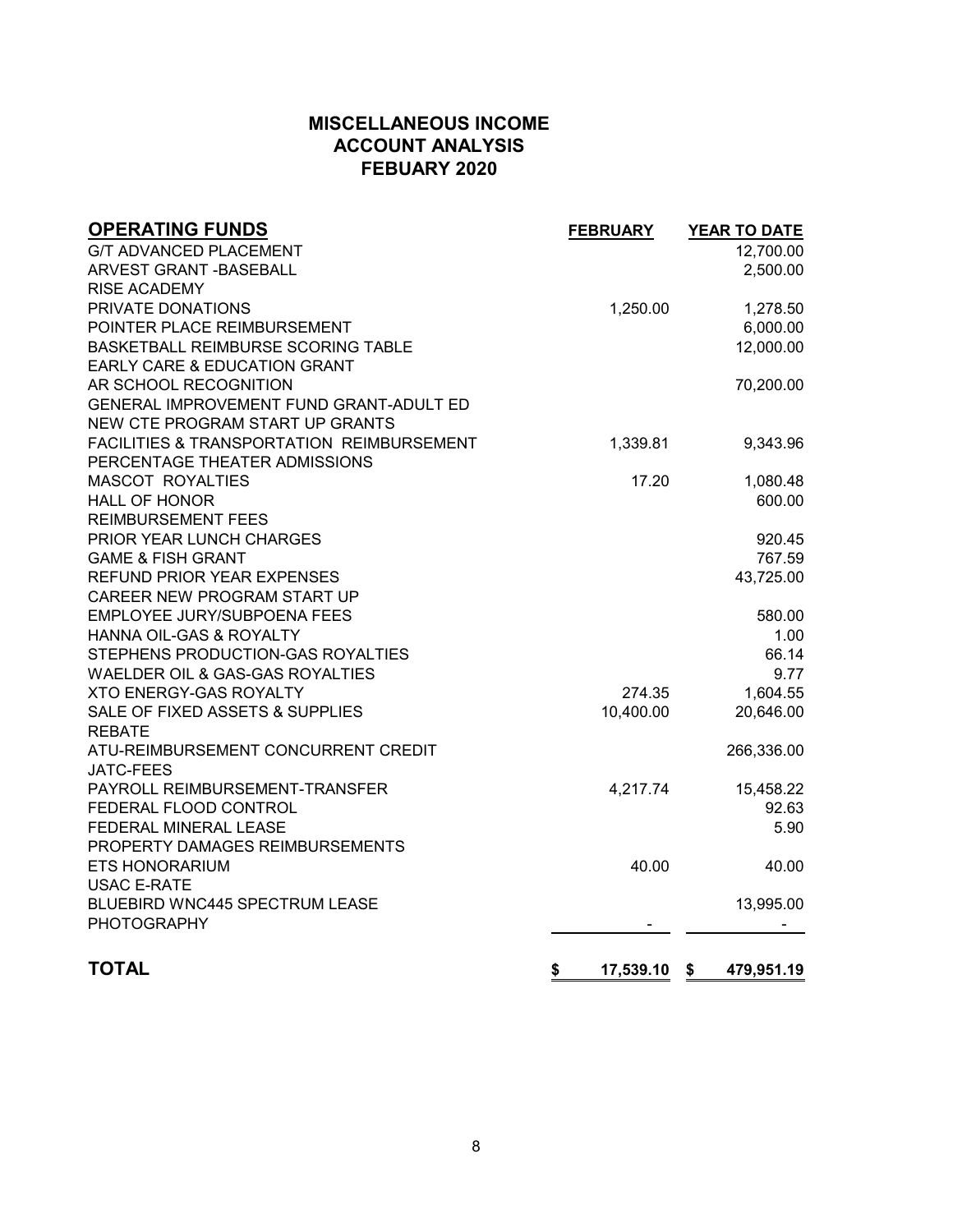# MISCELLANEOUS INCOME
# ACCOUNT ANALYSIS
# FEBUARY 2020

| OPERATING FUNDS | FEBRUARY | YEAR TO DATE |
|---|---|---|
| G/T ADVANCED PLACEMENT | | 12,700.00 |
| ARVEST GRANT -BASEBALL | | 2,500.00 |
| RISE ACADEMY | | |
| PRIVATE DONATIONS | 1,250.00 | 1,278.50 |
| POINTER PLACE REIMBURSEMENT | | 6,000.00 |
| BASKETBALL REIMBURSE SCORING TABLE | | 12,000.00 |
| EARLY CARE & EDUCATION GRANT | | |
| AR SCHOOL RECOGNITION | | 70,200.00 |
| GENERAL IMPROVEMENT FUND GRANT-ADULT ED | | |
| NEW CTE PROGRAM START UP GRANTS | | |
| FACILITIES & TRANSPORTATION REIMBURSEMENT | 1,339.81 | 9,343.96 |
| PERCENTAGE THEATER ADMISSIONS | | |
| MASCOT ROYALTIES | 17.20 | 1,080.48 |
| HALL OF HONOR | | 600.00 |
| REIMBURSEMENT FEES | | |
| PRIOR YEAR LUNCH CHARGES | | 920.45 |
| GAME & FISH GRANT | | 767.59 |
| REFUND PRIOR YEAR EXPENSES | | 43,725.00 |
| CAREER NEW PROGRAM START UP | | |
| EMPLOYEE JURY/SUBPOENA FEES | | 580.00 |
| HANNA OIL-GAS & ROYALTY | | 1.00 |
| STEPHENS PRODUCTION-GAS ROYALTIES | | 66.14 |
| WAELDER OIL & GAS-GAS ROYALTIES | | 9.77 |
| XTO ENERGY-GAS ROYALTY | 274.35 | 1,604.55 |
| SALE OF FIXED ASSETS & SUPPLIES | 10,400.00 | 20,646.00 |
| REBATE | | |
| ATU-REIMBURSEMENT CONCURRENT CREDIT | | 266,336.00 |
| JATC-FEES | | |
| PAYROLL REIMBURSEMENT-TRANSFER | 4,217.74 | 15,458.22 |
| FEDERAL FLOOD CONTROL | | 92.63 |
| FEDERAL MINERAL LEASE | | 5.90 |
| PROPERTY DAMAGES REIMBURSEMENTS | | |
| ETS HONORARIUM | 40.00 | 40.00 |
| USAC E-RATE | | |
| BLUEBIRD WNC445 SPECTRUM LEASE | | 13,995.00 |
| PHOTOGRAPHY | - | - |
| **TOTAL** | **$ 17,539.10** | **$ 479,951.19** |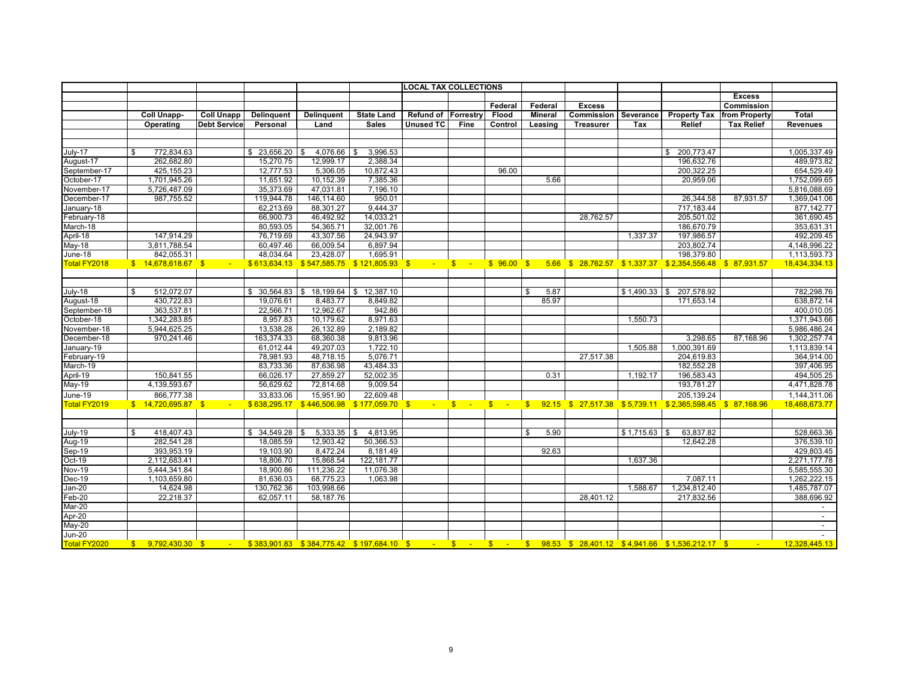| | | | | | | LOCAL TAX COLLECTIONS | | | | | | | | |
|---|---|---|---|---|---|---|---|---|---|---|---|---|---|---|
| | Coll Unapp-Operating | Coll Unapp Debt Service | Delinquent Personal | Delinquent Land | State Land Sales | Refund of Unused TC | Forrestry Fine | Federal Flood Control | Federal Mineral Leasing | Excess Commission Treasurer | Severance Tax | Property Tax Relief | Excess Commission from Property Tax Relief | Total Revenues |
| July-17 | $ 772,834.63 | | $ 23,656.20 | $ 4,076.66 | $ 3,996.53 | | | | | | | $ 200,773.47 | | 1,005,337.49 |
| August-17 | 262,682.80 | | 15,270.75 | 12,999.17 | 2,388.34 | | | | | | | 196,632.76 | | 489,973.82 |
| September-17 | 425,155.23 | | 12,777.53 | 5,306.05 | 10,872.43 | | | 96.00 | | | | 200,322.25 | | 654,529.49 |
| October-17 | 1,701,945.26 | | 11,651.92 | 10,152.39 | 7,385.36 | | | | 5.66 | | | 20,959.06 | | 1,752,099.65 |
| November-17 | 5,726,487.09 | | 35,373.69 | 47,031.81 | 7,196.10 | | | | | | | | | 5,816,088.69 |
| December-17 | 987,755.52 | | 119,944.78 | 146,114.60 | 950.01 | | | | | | | 26,344.58 | 87,931.57 | 1,369,041.06 |
| January-18 | | | 62,213.69 | 88,301.27 | 9,444.37 | | | | | | | 717,183.44 | | 877,142.77 |
| February-18 | | | 66,900.73 | 46,492.92 | 14,033.21 | | | | | 28,762.57 | | 205,501.02 | | 361,690.45 |
| March-18 | | | 80,593.05 | 54,365.71 | 32,001.76 | | | | | | | 186,670.79 | | 353,631.31 |
| April-18 | 147,914.29 | | 76,719.69 | 43,307.56 | 24,943.97 | | | | | | 1,337.37 | 197,986.57 | | 492,209.45 |
| May-18 | 3,811,788.54 | | 60,497.46 | 66,009.54 | 6,897.94 | | | | | | | 203,802.74 | | 4,148,996.22 |
| June-18 | 842,055.31 | | 48,034.64 | 23,428.07 | 1,695.91 | | | | | | | 198,379.80 | | 1,113,593.73 |
| Total FY2018 | $ 14,678,618.67 | $ - | $613,634.13 | $547,585.75 | $121,805.93 | $ - | $ - | $ 96.00 | $ 5.66 | $ 28,762.57 | $1,337.37 | $2,354,556.48 | $ 87,931.57 | 18,434,334.13 |
| | | | | | | | | | | | | | | |
| July-18 | $ 512,072.07 | | $ 30,564.83 | $ 18,199.64 | $ 12,387.10 | | | | $ 5.87 | | $1,490.33 | $ 207,578.92 | | 782,298.76 |
| August-18 | 430,722.83 | | 19,076.61 | 8,483.77 | 8,849.82 | | | | 85.97 | | | 171,653.14 | | 638,872.14 |
| September-18 | 363,537.81 | | 22,566.71 | 12,962.67 | 942.86 | | | | | | | | | 400,010.05 |
| October-18 | 1,342,283.85 | | 8,957.83 | 10,179.62 | 8,971.63 | | | | | | 1,550.73 | | | 1,371,943.66 |
| November-18 | 5,944,625.25 | | 13,538.28 | 26,132.89 | 2,189.82 | | | | | | | | | 5,986,486.24 |
| December-18 | 970,241.46 | | 163,374.33 | 68,360.38 | 9,813.96 | | | | | | | 3,298.65 | 87,168.96 | 1,302,257.74 |
| January-19 | | | 61,012.44 | 49,207.03 | 1,722.10 | | | | | | 1,505.88 | 1,000,391.69 | | 1,113,839.14 |
| February-19 | | | 78,981.93 | 48,718.15 | 5,076.71 | | | | | 27,517.38 | | 204,619.83 | | 364,914.00 |
| March-19 | | | 83,733.36 | 87,636.98 | 43,484.33 | | | | | | | 182,552.28 | | 397,406.95 |
| April-19 | 150,841.55 | | 66,026.17 | 27,859.27 | 52,002.35 | | | | 0.31 | | 1,192.17 | 196,583.43 | | 494,505.25 |
| May-19 | 4,139,593.67 | | 56,629.62 | 72,814.68 | 9,009.54 | | | | | | | 193,781.27 | | 4,471,828.78 |
| June-19 | 866,777.38 | | 33,833.06 | 15,951.90 | 22,609.48 | | | | | | | 205,139.24 | | 1,144,311.06 |
| Total FY2019 | $ 14,720,695.87 | $ - | $638,295.17 | $446,506.98 | $177,059.70 | $ - | $ - | $ - | $ 92.15 | $ 27,517.38 | $5,739.11 | $2,365,598.45 | $ 87,168.96 | 18,468,673.77 |
| | | | | | | | | | | | | | | |
| July-19 | $ 418,407.43 | | $ 34,549.28 | $ 5,333.35 | $ 4,813.95 | | | | $ 5.90 | | $1,715.63 | $ 63,837.82 | | 528,663.36 |
| Aug-19 | 282,541.28 | | 18,085.59 | 12,903.42 | 50,366.53 | | | | | | | 12,642.28 | | 376,539.10 |
| Sep-19 | 393,953.19 | | 19,103.90 | 8,472.24 | 8,181.49 | | | | 92.63 | | | | | 429,803.45 |
| Oct-19 | 2,112,683.41 | | 18,806.70 | 15,868.54 | 122,181.77 | | | | | | 1,637.36 | | | 2,271,177.78 |
| Nov-19 | 5,444,341.84 | | 18,900.86 | 111,236.22 | 11,076.38 | | | | | | | | | 5,585,555.30 |
| Dec-19 | 1,103,659.80 | | 81,636.03 | 68,775.23 | 1,063.98 | | | | | | | 7,087.11 | | 1,262,222.15 |
| Jan-20 | 14,624.98 | | 130,762.36 | 103,998.66 | | | | | | | 1,588.67 | 1,234,812.40 | | 1,485,787.07 |
| Feb-20 | 22,218.37 | | 62,057.11 | 58,187.76 | | | | | | 28,401.12 | | 217,832.56 | | 388,696.92 |
| Mar-20 | | | | | | | | | | | | | | - |
| Apr-20 | | | | | | | | | | | | | | - |
| May-20 | | | | | | | | | | | | | | - |
| Jun-20 | | | | | | | | | | | | | | - |
| Total FY2020 | $ 9,792,430.30 | $ - | $383,901.83 | $384,775.42 | $197,684.10 | $ - | $ - | $ - | $ 98.53 | $ 28,401.12 | $4,941.66 | $1,536,212.17 | $ - | 12,328,445.13 |